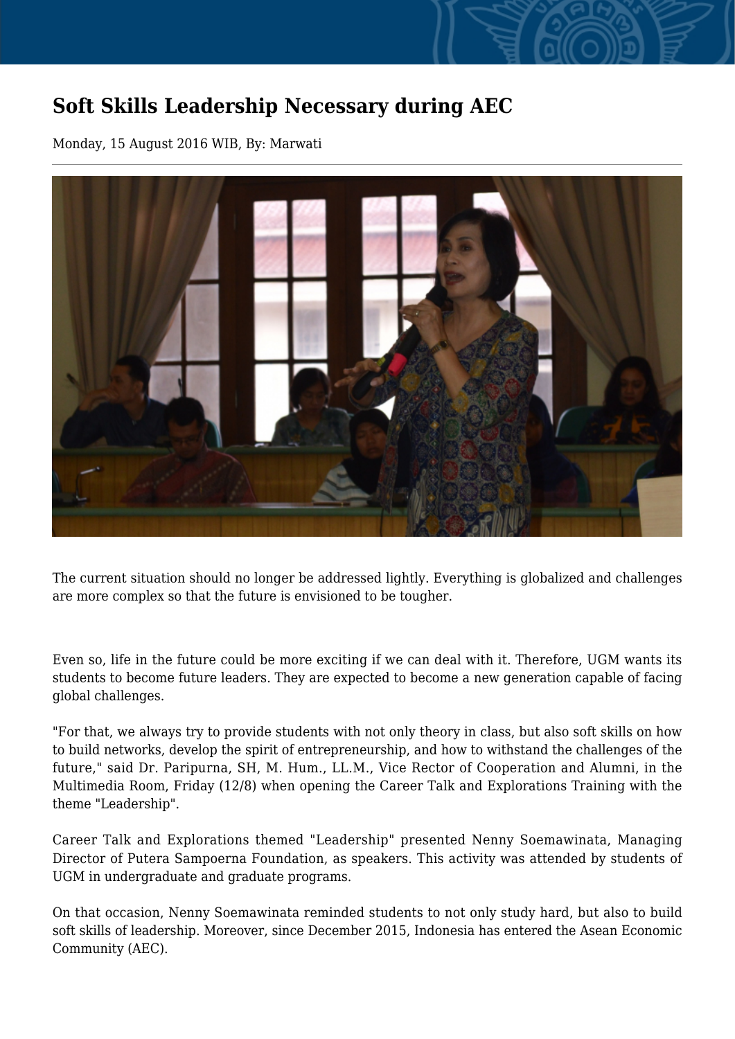# Soft Skills Leadership Necessary during AEC

Monday, 15 August 2016 WIB, By: Marwati

---

The current situation should no longer be addressed lightly. Everything is globalized and challenges are more complex so that the future is envisioned to be tougher.

Even so, life in the future could be more exciting if we can deal with it. Therefore, UGM wants its students to become future leaders. They are expected to become a new generation capable of facing global challenges.

"For that, we always try to provide students with not only theory in class, but also soft skills on how to build networks, develop the spirit of entrepreneurship, and how to withstand the challenges of the future," said Dr. Paripurna, SH, M. Hum., LL.M., Vice Rector of Cooperation and Alumni, in the Multimedia Room, Friday (12/8) when opening the Career Talk and Explorations Training with the theme "Leadership".

Career Talk and Explorations themed "Leadership" presented Nenny Soemawinata, Managing Director of Putera Sampoerna Foundation, as speakers. This activity was attended by students of UGM in undergraduate and graduate programs.

On that occasion, Nenny Soemawinata reminded students to not only study hard, but also to build soft skills of leadership. Moreover, since December 2015, Indonesia has entered the Asean Economic Community (AEC).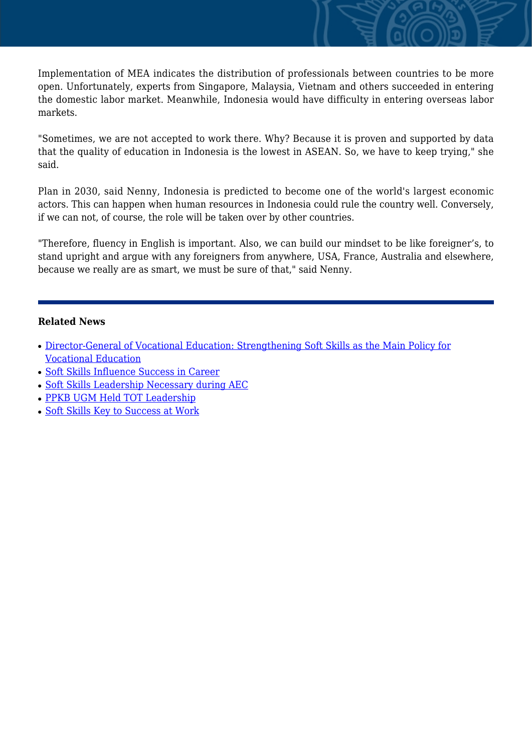Implementation of MEA indicates the distribution of professionals between countries to be more open. Unfortunately, experts from Singapore, Malaysia, Vietnam and others succeeded in entering the domestic labor market. Meanwhile, Indonesia would have difficulty in entering overseas labor markets.

"Sometimes, we are not accepted to work there. Why? Because it is proven and supported by data that the quality of education in Indonesia is the lowest in ASEAN. So, we have to keep trying," she said.

Plan in 2030, said Nenny, Indonesia is predicted to become one of the world's largest economic actors. This can happen when human resources in Indonesia could rule the country well. Conversely, if we can not, of course, the role will be taken over by other countries.

"Therefore, fluency in English is important. Also, we can build our mindset to be like foreigner's, to stand upright and argue with any foreigners from anywhere, USA, France, Australia and elsewhere, because we really are as smart, we must be sure of that," said Nenny.

---

**Related News**

- Director-General of Vocational Education: Strengthening Soft Skills as the Main Policy for Vocational Education
- Soft Skills Influence Success in Career
- Soft Skills Leadership Necessary during AEC
- PPKB UGM Held TOT Leadership
- Soft Skills Key to Success at Work